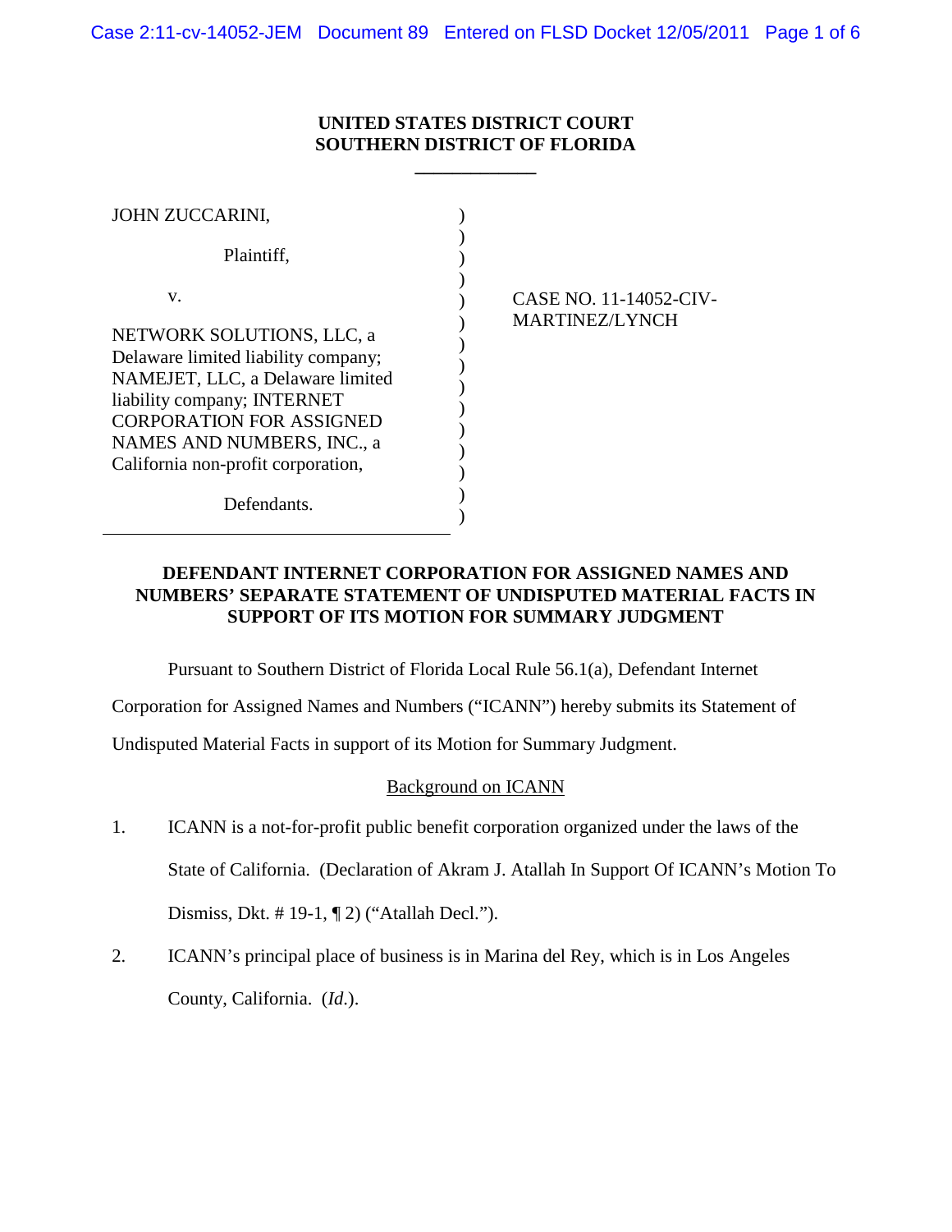**UNITED STATES DISTRICT COURT**
**SOUTHERN DISTRICT OF FLORIDA**

JOHN ZUCCARINI,

Plaintiff,

v.

NETWORK SOLUTIONS, LLC, a Delaware limited liability company; NAMEJET, LLC, a Delaware limited liability company; INTERNET CORPORATION FOR ASSIGNED NAMES AND NUMBERS, INC., a California non-profit corporation,

Defendants.

CASE NO. 11-14052-CIV-MARTINEZ/LYNCH

**DEFENDANT INTERNET CORPORATION FOR ASSIGNED NAMES AND NUMBERS' SEPARATE STATEMENT OF UNDISPUTED MATERIAL FACTS IN SUPPORT OF ITS MOTION FOR SUMMARY JUDGMENT**

Pursuant to Southern District of Florida Local Rule 56.1(a), Defendant Internet Corporation for Assigned Names and Numbers ("ICANN") hereby submits its Statement of Undisputed Material Facts in support of its Motion for Summary Judgment.

<u>Background on ICANN</u>

1. ICANN is a not-for-profit public benefit corporation organized under the laws of the State of California. (Declaration of Akram J. Atallah In Support Of ICANN's Motion To Dismiss, Dkt. # 19-1, ¶ 2) ("Atallah Decl.").

2. ICANN's principal place of business is in Marina del Rey, which is in Los Angeles County, California. (*Id*.).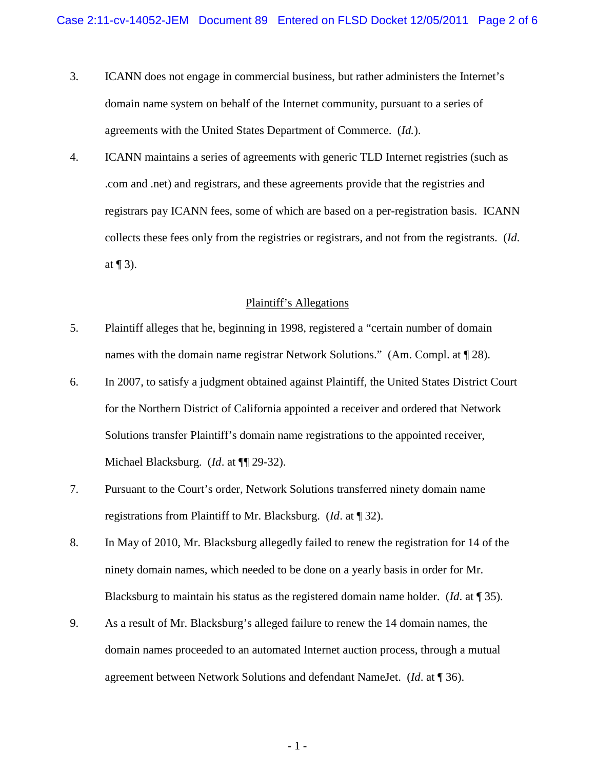3. ICANN does not engage in commercial business, but rather administers the Internet's domain name system on behalf of the Internet community, pursuant to a series of agreements with the United States Department of Commerce. (*Id.*).

4. ICANN maintains a series of agreements with generic TLD Internet registries (such as .com and .net) and registrars, and these agreements provide that the registries and registrars pay ICANN fees, some of which are based on a per-registration basis. ICANN collects these fees only from the registries or registrars, and not from the registrants. (*Id*. at ¶ 3).

<u>Plaintiff's Allegations</u>

5. Plaintiff alleges that he, beginning in 1998, registered a "certain number of domain names with the domain name registrar Network Solutions." (Am. Compl. at ¶ 28).

6. In 2007, to satisfy a judgment obtained against Plaintiff, the United States District Court for the Northern District of California appointed a receiver and ordered that Network Solutions transfer Plaintiff's domain name registrations to the appointed receiver, Michael Blacksburg. (*Id*. at ¶¶ 29-32).

7. Pursuant to the Court's order, Network Solutions transferred ninety domain name registrations from Plaintiff to Mr. Blacksburg. (*Id*. at ¶ 32).

8. In May of 2010, Mr. Blacksburg allegedly failed to renew the registration for 14 of the ninety domain names, which needed to be done on a yearly basis in order for Mr. Blacksburg to maintain his status as the registered domain name holder. (*Id*. at ¶ 35).

9. As a result of Mr. Blacksburg's alleged failure to renew the 14 domain names, the domain names proceeded to an automated Internet auction process, through a mutual agreement between Network Solutions and defendant NameJet. (*Id*. at ¶ 36).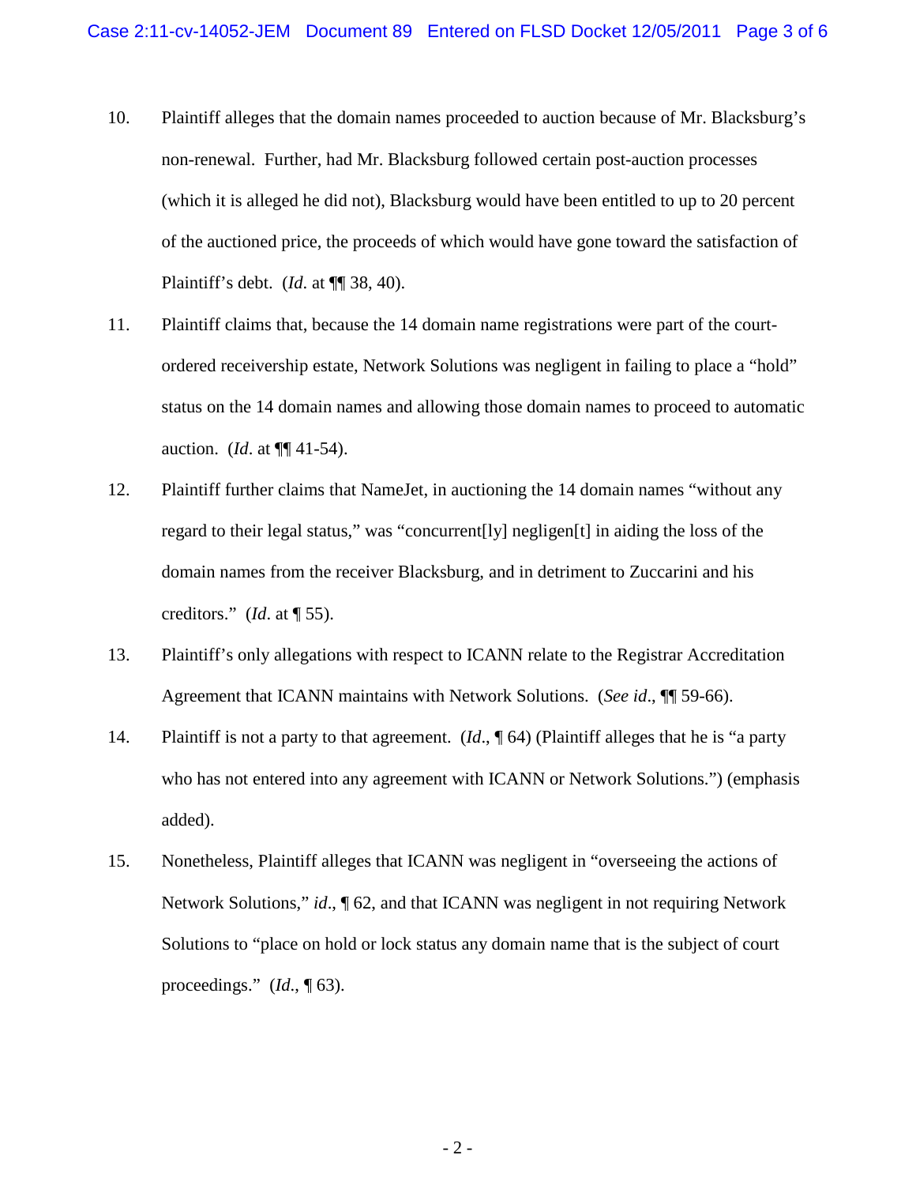10. Plaintiff alleges that the domain names proceeded to auction because of Mr. Blacksburg's non-renewal. Further, had Mr. Blacksburg followed certain post-auction processes (which it is alleged he did not), Blacksburg would have been entitled to up to 20 percent of the auctioned price, the proceeds of which would have gone toward the satisfaction of Plaintiff's debt. (*Id*. at ¶¶ 38, 40).

11. Plaintiff claims that, because the 14 domain name registrations were part of the court-ordered receivership estate, Network Solutions was negligent in failing to place a "hold" status on the 14 domain names and allowing those domain names to proceed to automatic auction. (*Id*. at ¶¶ 41-54).

12. Plaintiff further claims that NameJet, in auctioning the 14 domain names "without any regard to their legal status," was "concurrent[ly] negligen[t] in aiding the loss of the domain names from the receiver Blacksburg, and in detriment to Zuccarini and his creditors." (*Id*. at ¶ 55).

13. Plaintiff's only allegations with respect to ICANN relate to the Registrar Accreditation Agreement that ICANN maintains with Network Solutions. (*See id*., ¶¶ 59-66).

14. Plaintiff is not a party to that agreement. (*Id*., ¶ 64) (Plaintiff alleges that he is "a party who has not entered into any agreement with ICANN or Network Solutions.") (emphasis added).

15. Nonetheless, Plaintiff alleges that ICANN was negligent in "overseeing the actions of Network Solutions," *id*., ¶ 62, and that ICANN was negligent in not requiring Network Solutions to "place on hold or lock status any domain name that is the subject of court proceedings." (*Id*., ¶ 63).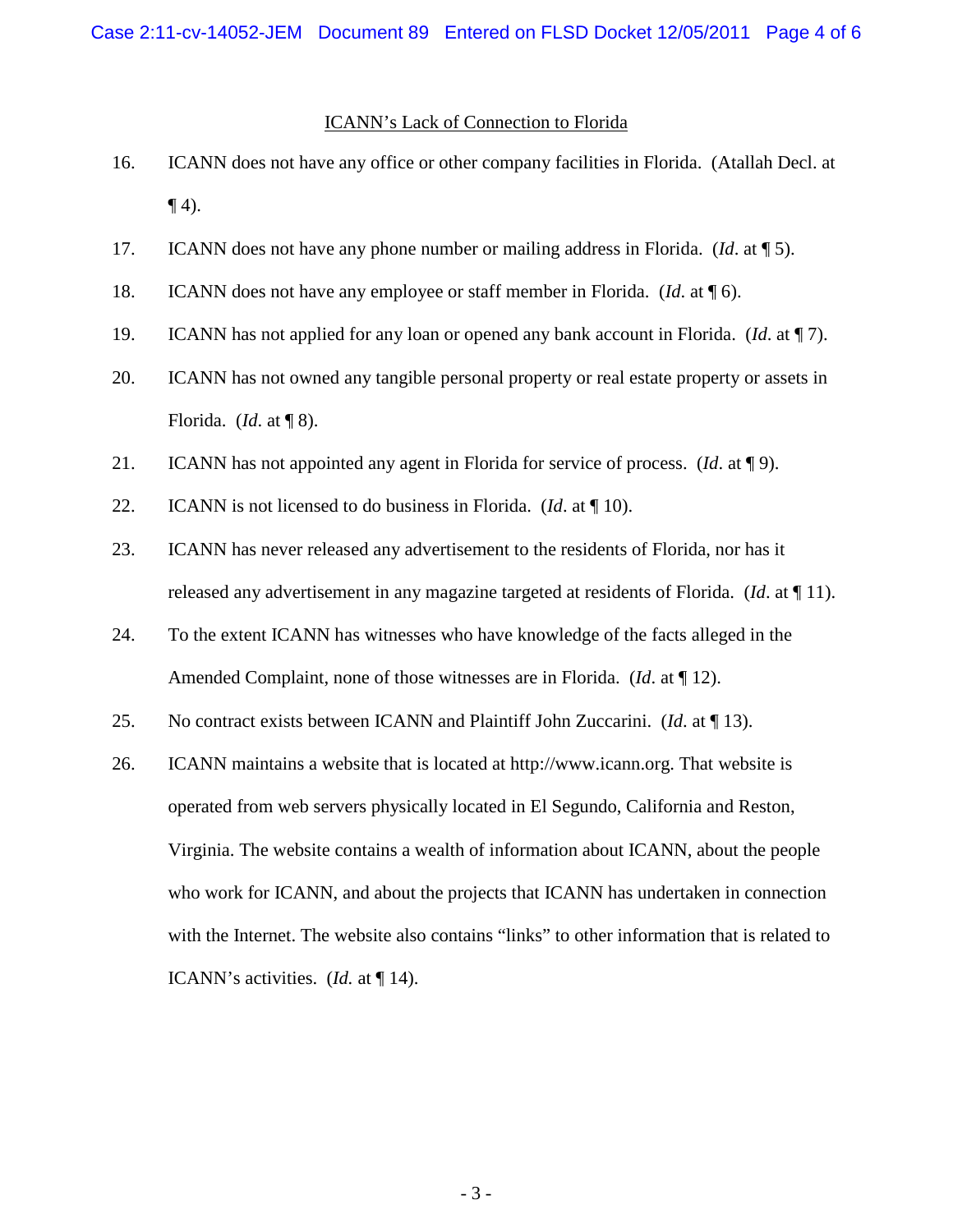<u>ICANN's Lack of Connection to Florida</u>

16. ICANN does not have any office or other company facilities in Florida. (Atallah Decl. at ¶ 4).

17. ICANN does not have any phone number or mailing address in Florida. (*Id*. at ¶ 5).

18. ICANN does not have any employee or staff member in Florida. (*Id*. at ¶ 6).

19. ICANN has not applied for any loan or opened any bank account in Florida. (*Id*. at ¶ 7).

20. ICANN has not owned any tangible personal property or real estate property or assets in Florida. (*Id*. at ¶ 8).

21. ICANN has not appointed any agent in Florida for service of process. (*Id*. at ¶ 9).

22. ICANN is not licensed to do business in Florida. (*Id*. at ¶ 10).

23. ICANN has never released any advertisement to the residents of Florida, nor has it released any advertisement in any magazine targeted at residents of Florida. (*Id*. at ¶ 11).

24. To the extent ICANN has witnesses who have knowledge of the facts alleged in the Amended Complaint, none of those witnesses are in Florida. (*Id*. at ¶ 12).

25. No contract exists between ICANN and Plaintiff John Zuccarini. (*Id*. at ¶ 13).

26. ICANN maintains a website that is located at http://www.icann.org. That website is operated from web servers physically located in El Segundo, California and Reston, Virginia. The website contains a wealth of information about ICANN, about the people who work for ICANN, and about the projects that ICANN has undertaken in connection with the Internet. The website also contains "links" to other information that is related to ICANN's activities. (*Id.* at ¶ 14).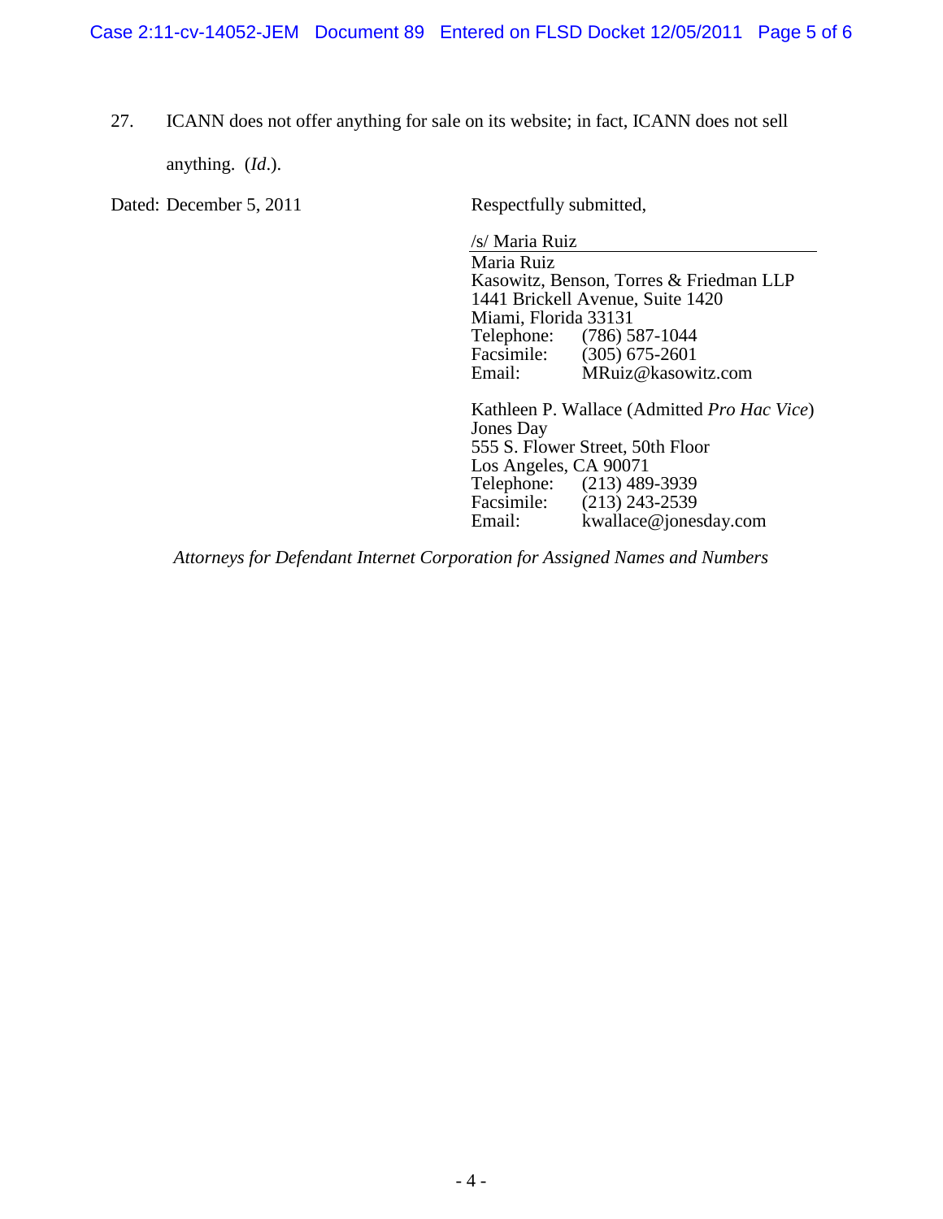27. ICANN does not offer anything for sale on its website; in fact, ICANN does not sell anything. (*Id*.).

Dated: December 5, 2011

Respectfully submitted,

/s/ Maria Ruiz
Maria Ruiz
Kasowitz, Benson, Torres & Friedman LLP
1441 Brickell Avenue, Suite 1420
Miami, Florida 33131
Telephone: (786) 587-1044
Facsimile: (305) 675-2601
Email: MRuiz@kasowitz.com

Kathleen P. Wallace (Admitted *Pro Hac Vice*)
Jones Day
555 S. Flower Street, 50th Floor
Los Angeles, CA 90071
Telephone: (213) 489-3939
Facsimile: (213) 243-2539
Email: kwallace@jonesday.com

*Attorneys for Defendant Internet Corporation for Assigned Names and Numbers*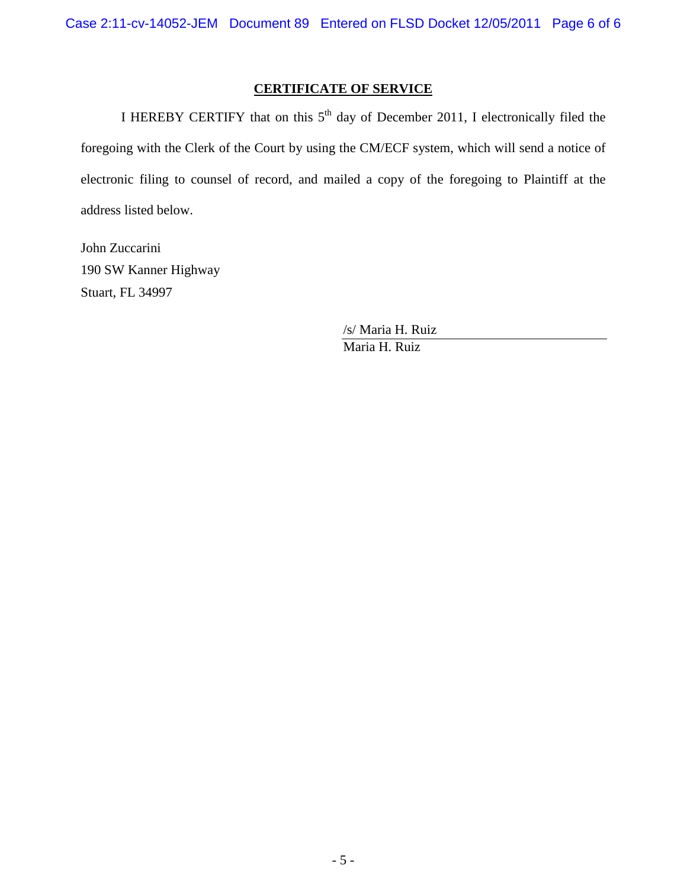## CERTIFICATE OF SERVICE

I HEREBY CERTIFY that on this 5th day of December 2011, I electronically filed the foregoing with the Clerk of the Court by using the CM/ECF system, which will send a notice of electronic filing to counsel of record, and mailed a copy of the foregoing to Plaintiff at the address listed below.

John Zuccarini
190 SW Kanner Highway
Stuart, FL 34997

/s/ Maria H. Ruiz
Maria H. Ruiz